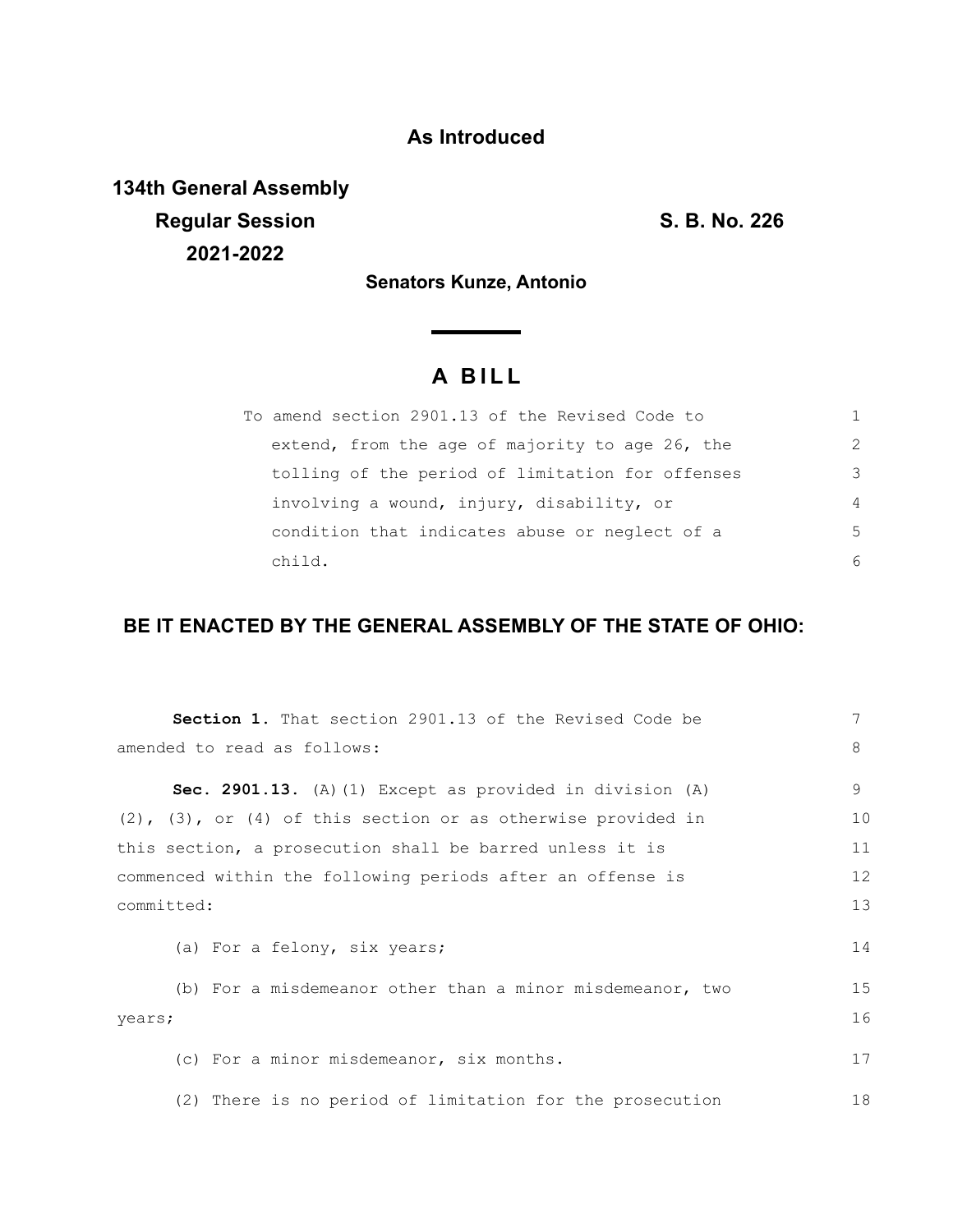**As Introduced**

**134th General Assembly**
**Regular Session**
**2021-2022**

**S. B. No. 226**

**Senators Kunze, Antonio**

# A BILL

To amend section 2901.13 of the Revised Code to extend, from the age of majority to age 26, the tolling of the period of limitation for offenses involving a wound, injury, disability, or condition that indicates abuse or neglect of a child.

**BE IT ENACTED BY THE GENERAL ASSEMBLY OF THE STATE OF OHIO:**

**Section 1.** That section 2901.13 of the Revised Code be amended to read as follows:

**Sec. 2901.13.** (A)(1) Except as provided in division (A)(2), (3), or (4) of this section or as otherwise provided in this section, a prosecution shall be barred unless it is commenced within the following periods after an offense is committed:

(a) For a felony, six years;

(b) For a misdemeanor other than a minor misdemeanor, two years;

(c) For a minor misdemeanor, six months.

(2) There is no period of limitation for the prosecution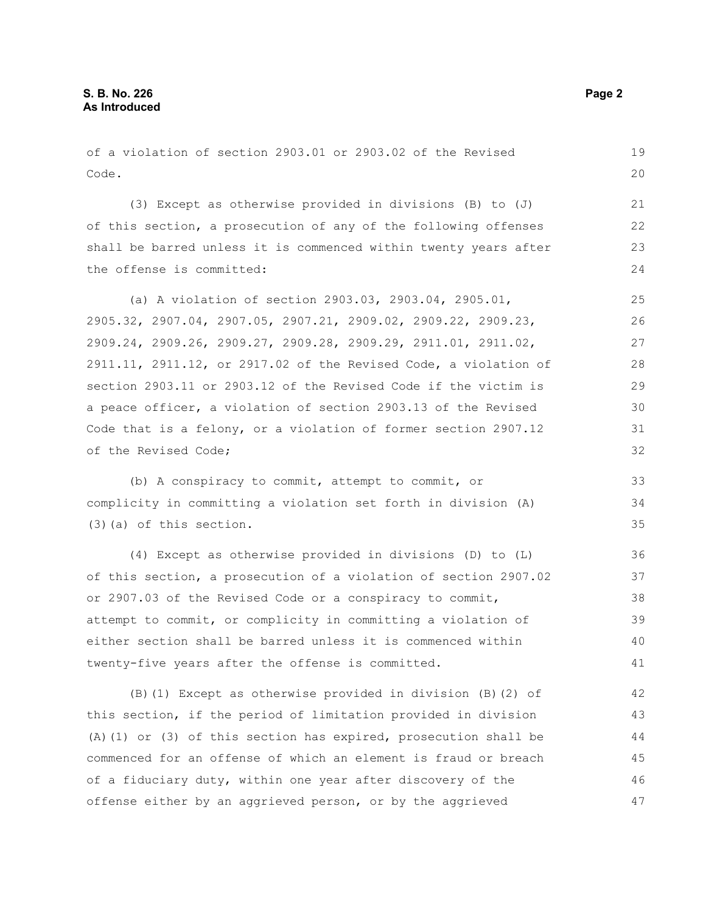of a violation of section 2903.01 or 2903.02 of the Revised Code.

(3) Except as otherwise provided in divisions (B) to (J) of this section, a prosecution of any of the following offenses shall be barred unless it is commenced within twenty years after the offense is committed:

(a) A violation of section 2903.03, 2903.04, 2905.01, 2905.32, 2907.04, 2907.05, 2907.21, 2909.02, 2909.22, 2909.23, 2909.24, 2909.26, 2909.27, 2909.28, 2909.29, 2911.01, 2911.02, 2911.11, 2911.12, or 2917.02 of the Revised Code, a violation of section 2903.11 or 2903.12 of the Revised Code if the victim is a peace officer, a violation of section 2903.13 of the Revised Code that is a felony, or a violation of former section 2907.12 of the Revised Code;

(b) A conspiracy to commit, attempt to commit, or complicity in committing a violation set forth in division (A)(3)(a) of this section.

(4) Except as otherwise provided in divisions (D) to (L) of this section, a prosecution of a violation of section 2907.02 or 2907.03 of the Revised Code or a conspiracy to commit, attempt to commit, or complicity in committing a violation of either section shall be barred unless it is commenced within twenty-five years after the offense is committed.

(B)(1) Except as otherwise provided in division (B)(2) of this section, if the period of limitation provided in division (A)(1) or (3) of this section has expired, prosecution shall be commenced for an offense of which an element is fraud or breach of a fiduciary duty, within one year after discovery of the offense either by an aggrieved person, or by the aggrieved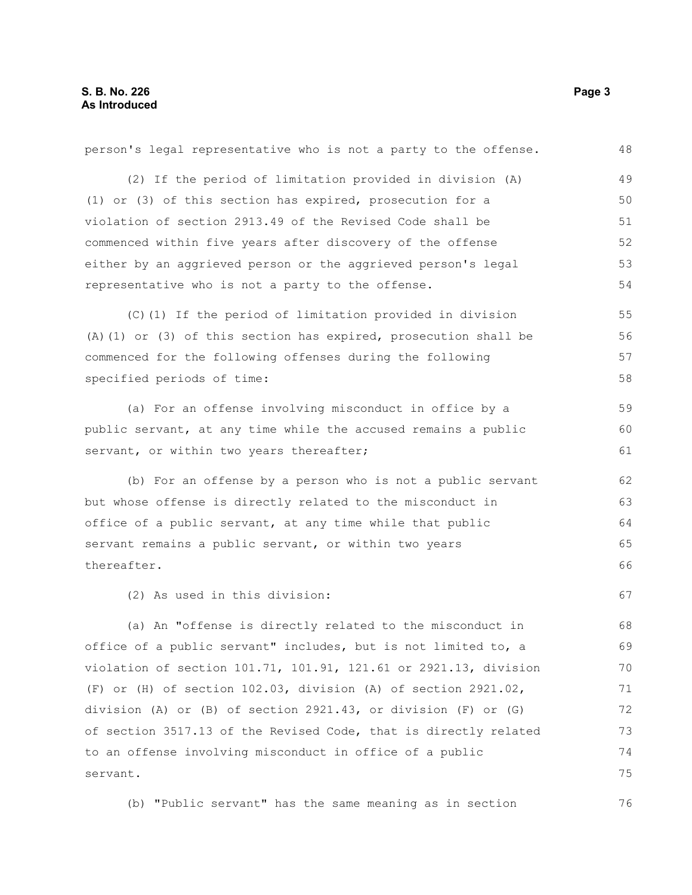person's legal representative who is not a party to the offense.

(2) If the period of limitation provided in division (A)(1) or (3) of this section has expired, prosecution for a violation of section 2913.49 of the Revised Code shall be commenced within five years after discovery of the offense either by an aggrieved person or the aggrieved person's legal representative who is not a party to the offense.

(C)(1) If the period of limitation provided in division (A)(1) or (3) of this section has expired, prosecution shall be commenced for the following offenses during the following specified periods of time:

(a) For an offense involving misconduct in office by a public servant, at any time while the accused remains a public servant, or within two years thereafter;

(b) For an offense by a person who is not a public servant but whose offense is directly related to the misconduct in office of a public servant, at any time while that public servant remains a public servant, or within two years thereafter.

(2) As used in this division:

(a) An "offense is directly related to the misconduct in office of a public servant" includes, but is not limited to, a violation of section 101.71, 101.91, 121.61 or 2921.13, division (F) or (H) of section 102.03, division (A) of section 2921.02, division (A) or (B) of section 2921.43, or division (F) or (G) of section 3517.13 of the Revised Code, that is directly related to an offense involving misconduct in office of a public servant.

(b) "Public servant" has the same meaning as in section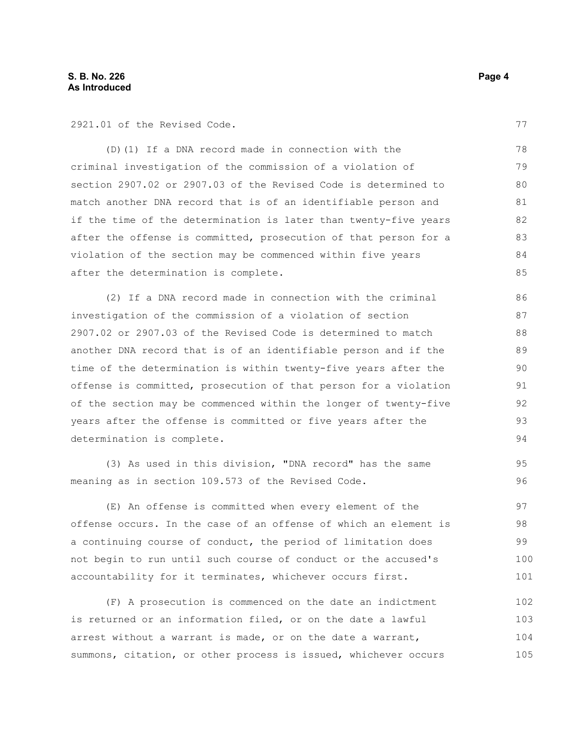2921.01 of the Revised Code.

(D)(1) If a DNA record made in connection with the criminal investigation of the commission of a violation of section 2907.02 or 2907.03 of the Revised Code is determined to match another DNA record that is of an identifiable person and if the time of the determination is later than twenty-five years after the offense is committed, prosecution of that person for a violation of the section may be commenced within five years after the determination is complete.

(2) If a DNA record made in connection with the criminal investigation of the commission of a violation of section 2907.02 or 2907.03 of the Revised Code is determined to match another DNA record that is of an identifiable person and if the time of the determination is within twenty-five years after the offense is committed, prosecution of that person for a violation of the section may be commenced within the longer of twenty-five years after the offense is committed or five years after the determination is complete.

(3) As used in this division, "DNA record" has the same meaning as in section 109.573 of the Revised Code.

(E) An offense is committed when every element of the offense occurs. In the case of an offense of which an element is a continuing course of conduct, the period of limitation does not begin to run until such course of conduct or the accused's accountability for it terminates, whichever occurs first.

(F) A prosecution is commenced on the date an indictment is returned or an information filed, or on the date a lawful arrest without a warrant is made, or on the date a warrant, summons, citation, or other process is issued, whichever occurs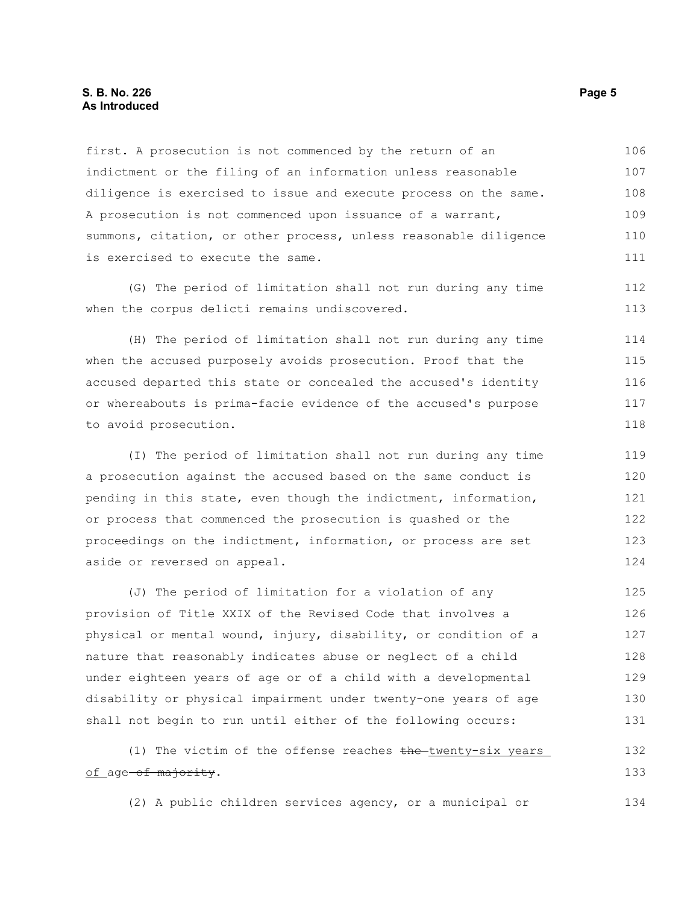first. A prosecution is not commenced by the return of an indictment or the filing of an information unless reasonable diligence is exercised to issue and execute process on the same. A prosecution is not commenced upon issuance of a warrant, summons, citation, or other process, unless reasonable diligence is exercised to execute the same.

(G) The period of limitation shall not run during any time when the corpus delicti remains undiscovered.

(H) The period of limitation shall not run during any time when the accused purposely avoids prosecution. Proof that the accused departed this state or concealed the accused's identity or whereabouts is prima-facie evidence of the accused's purpose to avoid prosecution.

(I) The period of limitation shall not run during any time a prosecution against the accused based on the same conduct is pending in this state, even though the indictment, information, or process that commenced the prosecution is quashed or the proceedings on the indictment, information, or process are set aside or reversed on appeal.

(J) The period of limitation for a violation of any provision of Title XXIX of the Revised Code that involves a physical or mental wound, injury, disability, or condition of a nature that reasonably indicates abuse or neglect of a child under eighteen years of age or of a child with a developmental disability or physical impairment under twenty-one years of age shall not begin to run until either of the following occurs:

(1) The victim of the offense reaches ~~the~~ twenty-six years of age ~~of majority~~.

(2) A public children services agency, or a municipal or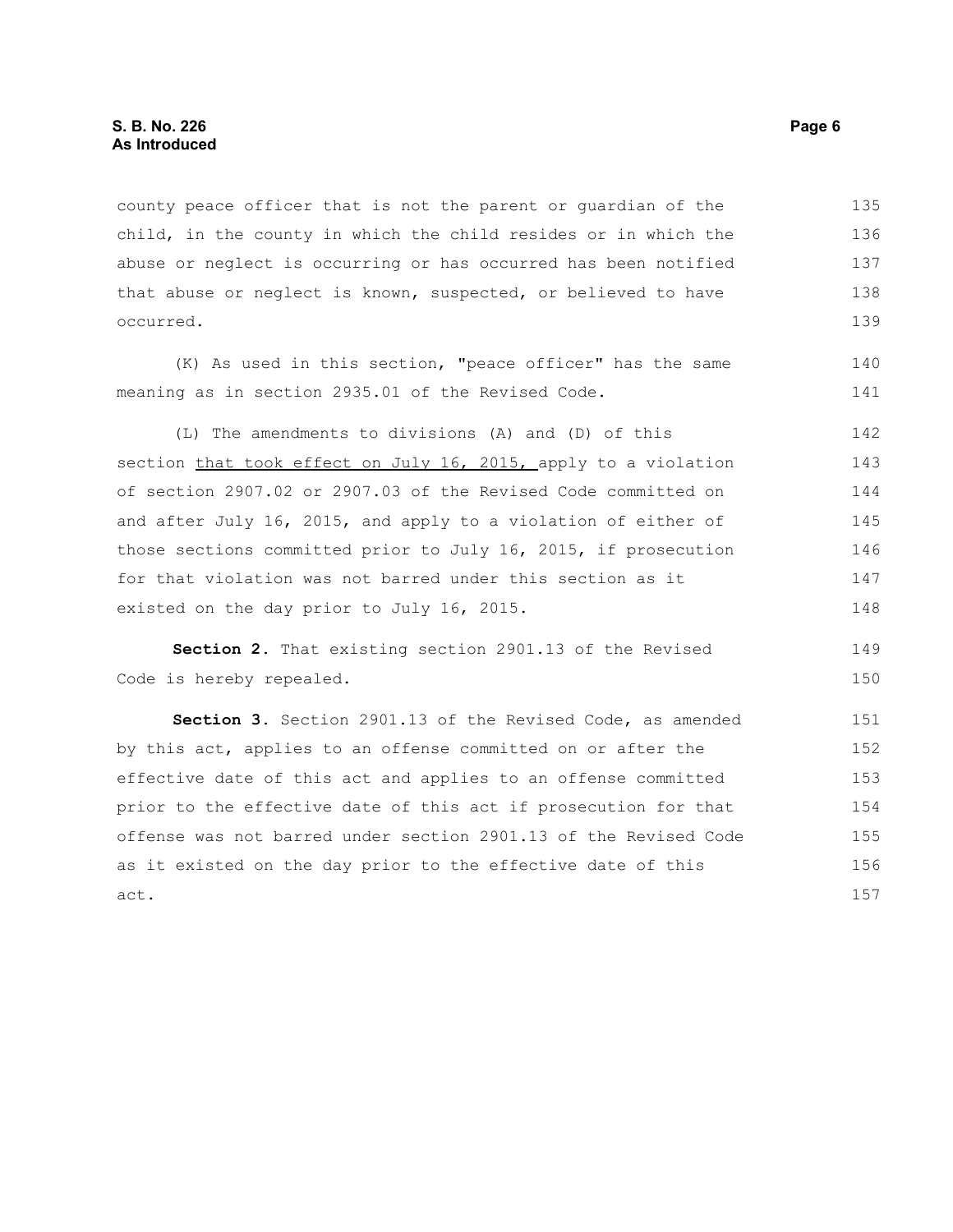county peace officer that is not the parent or guardian of the child, in the county in which the child resides or in which the abuse or neglect is occurring or has occurred has been notified that abuse or neglect is known, suspected, or believed to have occurred.

(K) As used in this section, "peace officer" has the same meaning as in section 2935.01 of the Revised Code.

(L) The amendments to divisions (A) and (D) of this section <u>that took effect on July 16, 2015,</u> apply to a violation of section 2907.02 or 2907.03 of the Revised Code committed on and after July 16, 2015, and apply to a violation of either of those sections committed prior to July 16, 2015, if prosecution for that violation was not barred under this section as it existed on the day prior to July 16, 2015.

**Section 2.** That existing section 2901.13 of the Revised Code is hereby repealed.

**Section 3.** Section 2901.13 of the Revised Code, as amended by this act, applies to an offense committed on or after the effective date of this act and applies to an offense committed prior to the effective date of this act if prosecution for that offense was not barred under section 2901.13 of the Revised Code as it existed on the day prior to the effective date of this act.